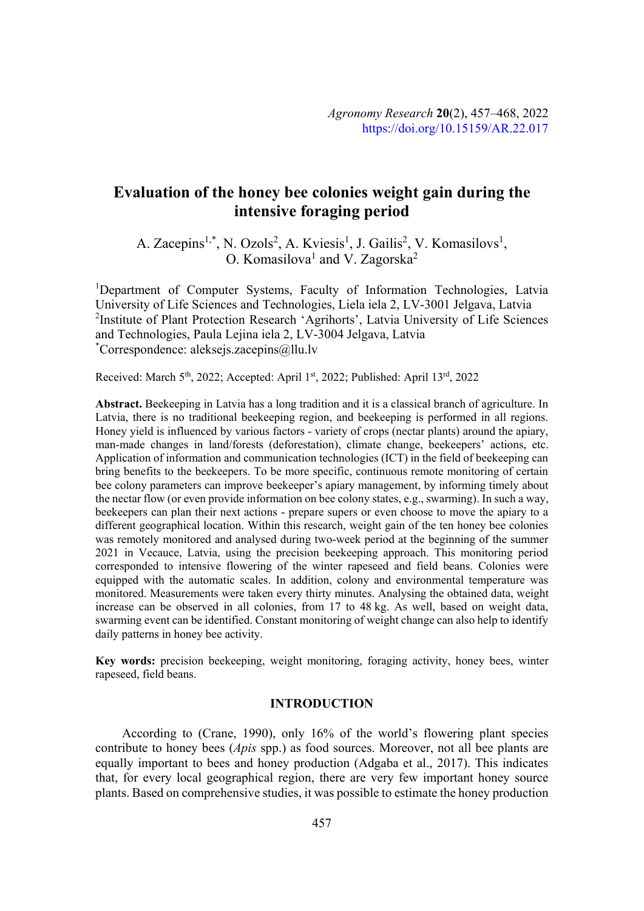# Evaluation of the honey bee colonies weight gain during the intensive foraging period

A. Zacepins[1,*], N. Ozols[2], A. Kviesis[1], J. Gailis[2], V. Komasilovs[1], O. Komasilova[1] and V. Zagorska[2]

[1]Department of Computer Systems, Faculty of Information Technologies, Latvia University of Life Sciences and Technologies, Liela iela 2, LV-3001 Jelgava, Latvia
[2]Institute of Plant Protection Research 'Agrihorts', Latvia University of Life Sciences and Technologies, Paula Lejina iela 2, LV-3004 Jelgava, Latvia
[*]Correspondence: aleksejs.zacepins@llu.lv

Received: March 5th, 2022; Accepted: April 1st, 2022; Published: April 13rd, 2022

**Abstract.** Beekeeping in Latvia has a long tradition and it is a classical branch of agriculture. In Latvia, there is no traditional beekeeping region, and beekeeping is performed in all regions. Honey yield is influenced by various factors - variety of crops (nectar plants) around the apiary, man-made changes in land/forests (deforestation), climate change, beekeepers' actions, etc. Application of information and communication technologies (ICT) in the field of beekeeping can bring benefits to the beekeepers. To be more specific, continuous remote monitoring of certain bee colony parameters can improve beekeeper's apiary management, by informing timely about the nectar flow (or even provide information on bee colony states, e.g., swarming). In such a way, beekeepers can plan their next actions - prepare supers or even choose to move the apiary to a different geographical location. Within this research, weight gain of the ten honey bee colonies was remotely monitored and analysed during two-week period at the beginning of the summer 2021 in Vecauce, Latvia, using the precision beekeeping approach. This monitoring period corresponded to intensive flowering of the winter rapeseed and field beans. Colonies were equipped with the automatic scales. In addition, colony and environmental temperature was monitored. Measurements were taken every thirty minutes. Analysing the obtained data, weight increase can be observed in all colonies, from 17 to 48 kg. As well, based on weight data, swarming event can be identified. Constant monitoring of weight change can also help to identify daily patterns in honey bee activity.

**Key words:** precision beekeeping, weight monitoring, foraging activity, honey bees, winter rapeseed, field beans.

## INTRODUCTION

According to (Crane, 1990), only 16% of the world's flowering plant species contribute to honey bees (*Apis* spp.) as food sources. Moreover, not all bee plants are equally important to bees and honey production (Adgaba et al., 2017). This indicates that, for every local geographical region, there are very few important honey source plants. Based on comprehensive studies, it was possible to estimate the honey production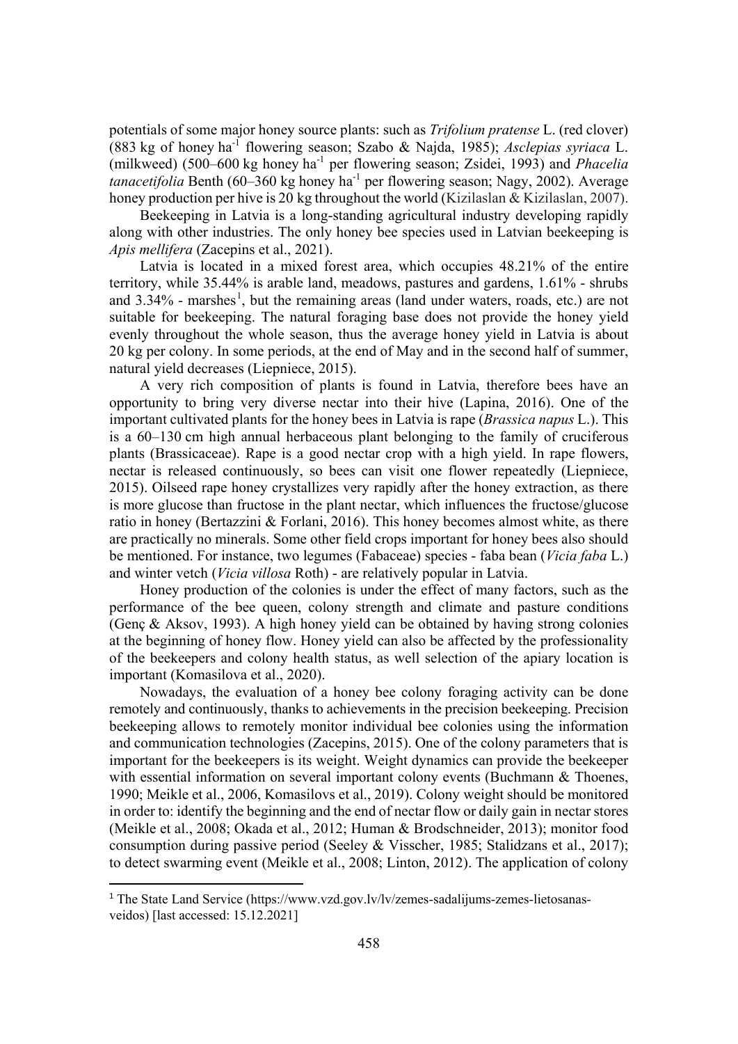potentials of some major honey source plants: such as *Trifolium pratense* L. (red clover) (883 kg of honey ha$^{-1}$ flowering season; Szabo & Najda, 1985); *Asclepias syriaca* L. (milkweed) (500–600 kg honey ha$^{-1}$ per flowering season; Zsidei, 1993) and *Phacelia tanacetifolia* Benth (60–360 kg honey ha$^{-1}$ per flowering season; Nagy, 2002). Average honey production per hive is 20 kg throughout the world (Kizilaslan & Kizilaslan, 2007).

Beekeeping in Latvia is a long-standing agricultural industry developing rapidly along with other industries. The only honey bee species used in Latvian beekeeping is *Apis mellifera* (Zacepins et al., 2021).

Latvia is located in a mixed forest area, which occupies 48.21% of the entire territory, while 35.44% is arable land, meadows, pastures and gardens, 1.61% - shrubs and 3.34% - marshes[1], but the remaining areas (land under waters, roads, etc.) are not suitable for beekeeping. The natural foraging base does not provide the honey yield evenly throughout the whole season, thus the average honey yield in Latvia is about 20 kg per colony. In some periods, at the end of May and in the second half of summer, natural yield decreases (Liepniece, 2015).

A very rich composition of plants is found in Latvia, therefore bees have an opportunity to bring very diverse nectar into their hive (Lapina, 2016). One of the important cultivated plants for the honey bees in Latvia is rape (*Brassica napus* L.). This is a 60–130 cm high annual herbaceous plant belonging to the family of cruciferous plants (Brassicaceae). Rape is a good nectar crop with a high yield. In rape flowers, nectar is released continuously, so bees can visit one flower repeatedly (Liepniece, 2015). Oilseed rape honey crystallizes very rapidly after the honey extraction, as there is more glucose than fructose in the plant nectar, which influences the fructose/glucose ratio in honey (Bertazzini & Forlani, 2016). This honey becomes almost white, as there are practically no minerals. Some other field crops important for honey bees also should be mentioned. For instance, two legumes (Fabaceae) species - faba bean (*Vicia faba* L.) and winter vetch (*Vicia villosa* Roth) - are relatively popular in Latvia.

Honey production of the colonies is under the effect of many factors, such as the performance of the bee queen, colony strength and climate and pasture conditions (Genç & Aksov, 1993). A high honey yield can be obtained by having strong colonies at the beginning of honey flow. Honey yield can also be affected by the professionality of the beekeepers and colony health status, as well selection of the apiary location is important (Komasilova et al., 2020).

Nowadays, the evaluation of a honey bee colony foraging activity can be done remotely and continuously, thanks to achievements in the precision beekeeping. Precision beekeeping allows to remotely monitor individual bee colonies using the information and communication technologies (Zacepins, 2015). One of the colony parameters that is important for the beekeepers is its weight. Weight dynamics can provide the beekeeper with essential information on several important colony events (Buchmann & Thoenes, 1990; Meikle et al., 2006, Komasilovs et al., 2019). Colony weight should be monitored in order to: identify the beginning and the end of nectar flow or daily gain in nectar stores (Meikle et al., 2008; Okada et al., 2012; Human & Brodschneider, 2013); monitor food consumption during passive period (Seeley & Visscher, 1985; Stalidzans et al., 2017); to detect swarming event (Meikle et al., 2008; Linton, 2012). The application of colony

---

[1] The State Land Service (https://www.vzd.gov.lv/lv/zemes-sadalijums-zemes-lietosanas-veidos) [last accessed: 15.12.2021]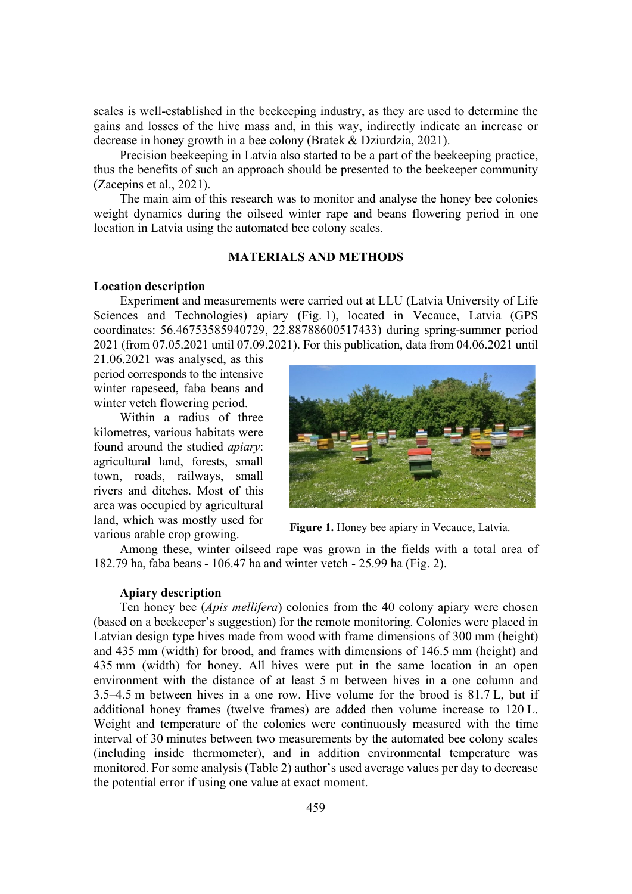scales is well-established in the beekeeping industry, as they are used to determine the gains and losses of the hive mass and, in this way, indirectly indicate an increase or decrease in honey growth in a bee colony (Bratek & Dziurdzia, 2021).

Precision beekeeping in Latvia also started to be a part of the beekeeping practice, thus the benefits of such an approach should be presented to the beekeeper community (Zacepins et al., 2021).

The main aim of this research was to monitor and analyse the honey bee colonies weight dynamics during the oilseed winter rape and beans flowering period in one location in Latvia using the automated bee colony scales.

## MATERIALS AND METHODS

### Location description

Experiment and measurements were carried out at LLU (Latvia University of Life Sciences and Technologies) apiary (Fig. 1), located in Vecauce, Latvia (GPS coordinates: 56.46753585940729, 22.88788600517433) during spring-summer period 2021 (from 07.05.2021 until 07.09.2021). For this publication, data from 04.06.2021 until 21.06.2021 was analysed, as this period corresponds to the intensive winter rapeseed, faba beans and winter vetch flowering period.

Within a radius of three kilometres, various habitats were found around the studied *apiary*: agricultural land, forests, small town, roads, railways, small rivers and ditches. Most of this area was occupied by agricultural land, which was mostly used for various arable crop growing.

**Figure 1.** Honey bee apiary in Vecauce, Latvia.

Among these, winter oilseed rape was grown in the fields with a total area of 182.79 ha, faba beans - 106.47 ha and winter vetch - 25.99 ha (Fig. 2).

### Apiary description

Ten honey bee (*Apis mellifera*) colonies from the 40 colony apiary were chosen (based on a beekeeper's suggestion) for the remote monitoring. Colonies were placed in Latvian design type hives made from wood with frame dimensions of 300 mm (height) and 435 mm (width) for brood, and frames with dimensions of 146.5 mm (height) and 435 mm (width) for honey. All hives were put in the same location in an open environment with the distance of at least 5 m between hives in a one column and 3.5–4.5 m between hives in a one row. Hive volume for the brood is 81.7 L, but if additional honey frames (twelve frames) are added then volume increase to 120 L. Weight and temperature of the colonies were continuously measured with the time interval of 30 minutes between two measurements by the automated bee colony scales (including inside thermometer), and in addition environmental temperature was monitored. For some analysis (Table 2) author's used average values per day to decrease the potential error if using one value at exact moment.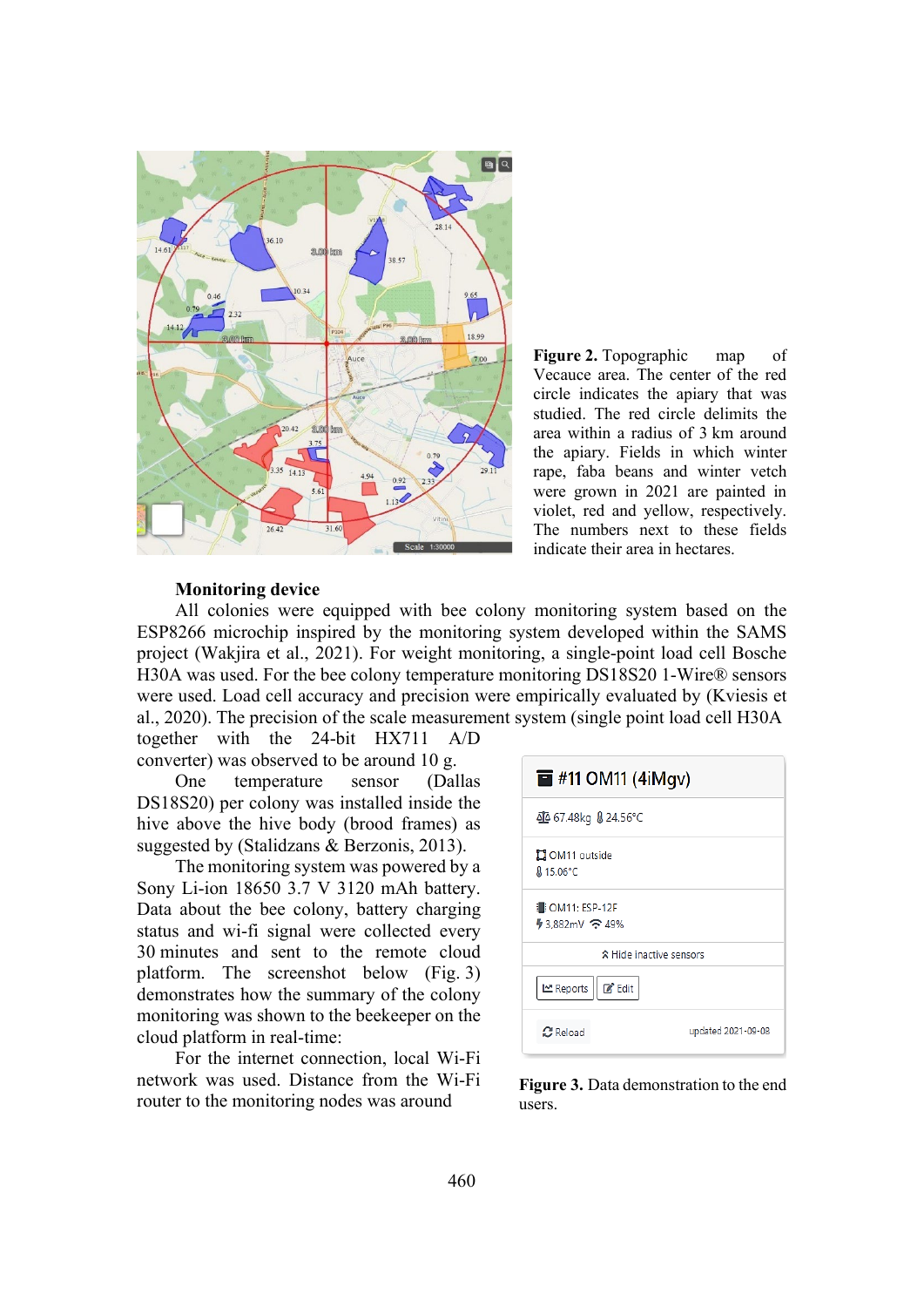Figure 2. Topographic map of Vecauce area. The center of the red circle indicates the apiary that was studied. The red circle delimits the area within a radius of 3 km around the apiary. Fields in which winter rape, faba beans and winter vetch were grown in 2021 are painted in violet, red and yellow, respectively. The numbers next to these fields indicate their area in hectares.

### Monitoring device

All colonies were equipped with bee colony monitoring system based on the ESP8266 microchip inspired by the monitoring system developed within the SAMS project (Wakjira et al., 2021). For weight monitoring, a single-point load cell Bosche H30A was used. For the bee colony temperature monitoring DS18S20 1-Wire® sensors were used. Load cell accuracy and precision were empirically evaluated by (Kviesis et al., 2020). The precision of the scale measurement system (single point load cell H30A together with the 24-bit HX711 A/D converter) was observed to be around 10 g.

One temperature sensor (Dallas DS18S20) per colony was installed inside the hive above the hive body (brood frames) as suggested by (Stalidzans & Berzonis, 2013).

The monitoring system was powered by a Sony Li-ion 18650 3.7 V 3120 mAh battery. Data about the bee colony, battery charging status and wi-fi signal were collected every 30 minutes and sent to the remote cloud platform. The screenshot below (Fig. 3) demonstrates how the summary of the colony monitoring was shown to the beekeeper on the cloud platform in real-time:

Figure 3. Data demonstration to the end users.

For the internet connection, local Wi-Fi network was used. Distance from the Wi-Fi router to the monitoring nodes was around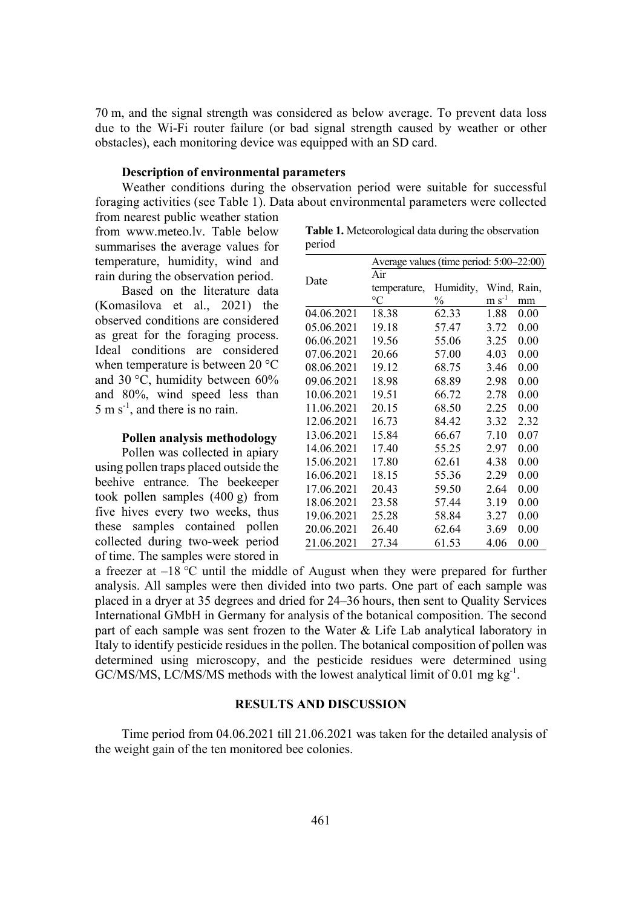70 m, and the signal strength was considered as below average. To prevent data loss due to the Wi-Fi router failure (or bad signal strength caused by weather or other obstacles), each monitoring device was equipped with an SD card.

### Description of environmental parameters

Weather conditions during the observation period were suitable for successful foraging activities (see Table 1). Data about environmental parameters were collected from nearest public weather station from www.meteo.lv. Table below summarises the average values for temperature, humidity, wind and rain during the observation period.

Based on the literature data (Komasilova et al., 2021) the observed conditions are considered as great for the foraging process. Ideal conditions are considered when temperature is between 20 °C and 30 °C, humidity between 60% and 80%, wind speed less than 5 m $s^{-1}$, and there is no rain.

**Table 1.** Meteorological data during the observation period

| Date | Average values (time period: 5:00–22:00) | | | |
|---|---|---|---|---|
| | Air temperature, °C | Humidity, % | Wind, m $s^{-1}$ | Rain, mm |
| 04.06.2021 | 18.38 | 62.33 | 1.88 | 0.00 |
| 05.06.2021 | 19.18 | 57.47 | 3.72 | 0.00 |
| 06.06.2021 | 19.56 | 55.06 | 3.25 | 0.00 |
| 07.06.2021 | 20.66 | 57.00 | 4.03 | 0.00 |
| 08.06.2021 | 19.12 | 68.75 | 3.46 | 0.00 |
| 09.06.2021 | 18.98 | 68.89 | 2.98 | 0.00 |
| 10.06.2021 | 19.51 | 66.72 | 2.78 | 0.00 |
| 11.06.2021 | 20.15 | 68.50 | 2.25 | 0.00 |
| 12.06.2021 | 16.73 | 84.42 | 3.32 | 2.32 |
| 13.06.2021 | 15.84 | 66.67 | 7.10 | 0.07 |
| 14.06.2021 | 17.40 | 55.25 | 2.97 | 0.00 |
| 15.06.2021 | 17.80 | 62.61 | 4.38 | 0.00 |
| 16.06.2021 | 18.15 | 55.36 | 2.29 | 0.00 |
| 17.06.2021 | 20.43 | 59.50 | 2.64 | 0.00 |
| 18.06.2021 | 23.58 | 57.44 | 3.19 | 0.00 |
| 19.06.2021 | 25.28 | 58.84 | 3.27 | 0.00 |
| 20.06.2021 | 26.40 | 62.64 | 3.69 | 0.00 |
| 21.06.2021 | 27.34 | 61.53 | 4.06 | 0.00 |

### Pollen analysis methodology

Pollen was collected in apiary using pollen traps placed outside the beehive entrance. The beekeeper took pollen samples (400 g) from five hives every two weeks, thus these samples contained pollen collected during two-week period of time. The samples were stored in a freezer at –18 °C until the middle of August when they were prepared for further analysis. All samples were then divided into two parts. One part of each sample was placed in a dryer at 35 degrees and dried for 24–36 hours, then sent to Quality Services International GmbH in Germany for analysis of the botanical composition. The second part of each sample was sent frozen to the Water & Life Lab analytical laboratory in Italy to identify pesticide residues in the pollen. The botanical composition of pollen was determined using microscopy, and the pesticide residues were determined using GC/MS/MS, LC/MS/MS methods with the lowest analytical limit of 0.01 mg $kg^{-1}$.

## RESULTS AND DISCUSSION

Time period from 04.06.2021 till 21.06.2021 was taken for the detailed analysis of the weight gain of the ten monitored bee colonies.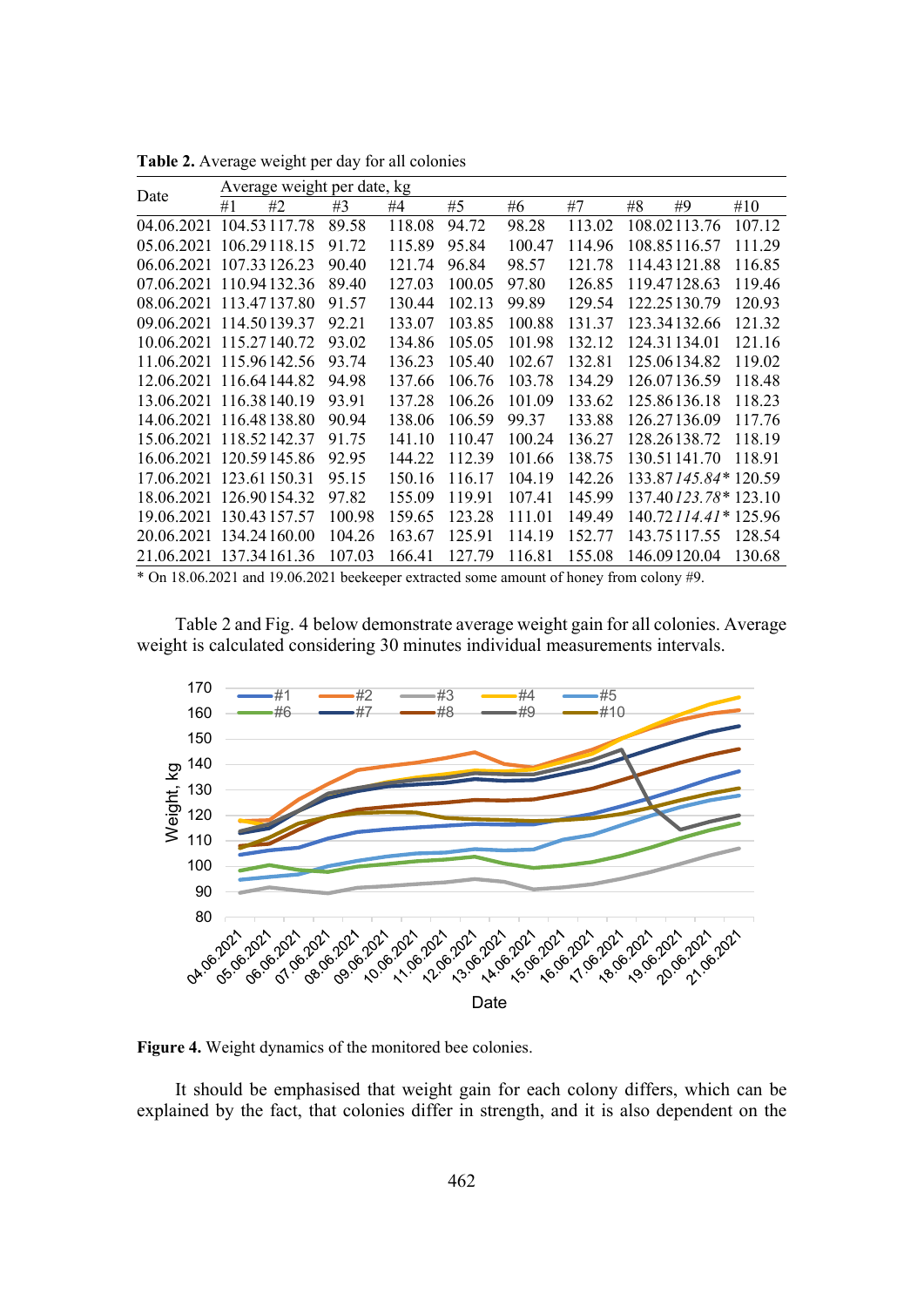**Table 2.** Average weight per day for all colonies

| Date | Average weight per date, kg | | | | | | | | | |
|---|---|---|---|---|---|---|---|---|---|---|
| | #1 | #2 | #3 | #4 | #5 | #6 | #7 | #8 | #9 | #10 |
| 04.06.2021 | 104.53 | 117.78 | 89.58 | 118.08 | 94.72 | 98.28 | 113.02 | 108.02 | 113.76 | 107.12 |
| 05.06.2021 | 106.29 | 118.15 | 91.72 | 115.89 | 95.84 | 100.47 | 114.96 | 108.85 | 116.57 | 111.29 |
| 06.06.2021 | 107.33 | 126.23 | 90.40 | 121.74 | 96.84 | 98.57 | 121.78 | 114.43 | 121.88 | 116.85 |
| 07.06.2021 | 110.94 | 132.36 | 89.40 | 127.03 | 100.05 | 97.80 | 126.85 | 119.47 | 128.63 | 119.46 |
| 08.06.2021 | 113.47 | 137.80 | 91.57 | 130.44 | 102.13 | 99.89 | 129.54 | 122.25 | 130.79 | 120.93 |
| 09.06.2021 | 114.50 | 139.37 | 92.21 | 133.07 | 103.85 | 100.88 | 131.37 | 123.34 | 132.66 | 121.32 |
| 10.06.2021 | 115.27 | 140.72 | 93.02 | 134.86 | 105.05 | 101.98 | 132.12 | 124.31 | 134.01 | 121.16 |
| 11.06.2021 | 115.96 | 142.56 | 93.74 | 136.23 | 105.40 | 102.67 | 132.81 | 125.06 | 134.82 | 119.02 |
| 12.06.2021 | 116.64 | 144.82 | 94.98 | 137.66 | 106.76 | 103.78 | 134.29 | 126.07 | 136.59 | 118.48 |
| 13.06.2021 | 116.38 | 140.19 | 93.91 | 137.28 | 106.26 | 101.09 | 133.62 | 125.86 | 136.18 | 118.23 |
| 14.06.2021 | 116.48 | 138.80 | 90.94 | 138.06 | 106.59 | 99.37 | 133.88 | 126.27 | 136.09 | 117.76 |
| 15.06.2021 | 118.52 | 142.37 | 91.75 | 141.10 | 110.47 | 100.24 | 136.27 | 128.26 | 138.72 | 118.19 |
| 16.06.2021 | 120.59 | 145.86 | 92.95 | 144.22 | 112.39 | 101.66 | 138.75 | 130.51 | 141.70 | 118.91 |
| 17.06.2021 | 123.61 | 150.31 | 95.15 | 150.16 | 116.17 | 104.19 | 142.26 | 133.87 | *145.84** | 120.59 |
| 18.06.2021 | 126.90 | 154.32 | 97.82 | 155.09 | 119.91 | 107.41 | 145.99 | 137.40 | *123.78** | 123.10 |
| 19.06.2021 | 130.43 | 157.57 | 100.98 | 159.65 | 123.28 | 111.01 | 149.49 | 140.72 | *114.41** | 125.96 |
| 20.06.2021 | 134.24 | 160.00 | 104.26 | 163.67 | 125.91 | 114.19 | 152.77 | 143.75 | 117.55 | 128.54 |
| 21.06.2021 | 137.34 | 161.36 | 107.03 | 166.41 | 127.79 | 116.81 | 155.08 | 146.09 | 120.04 | 130.68 |

\* On 18.06.2021 and 19.06.2021 beekeeper extracted some amount of honey from colony #9.

Table 2 and Fig. 4 below demonstrate average weight gain for all colonies. Average weight is calculated considering 30 minutes individual measurements intervals.

**Figure 4.** Weight dynamics of the monitored bee colonies.

It should be emphasised that weight gain for each colony differs, which can be explained by the fact, that colonies differ in strength, and it is also dependent on the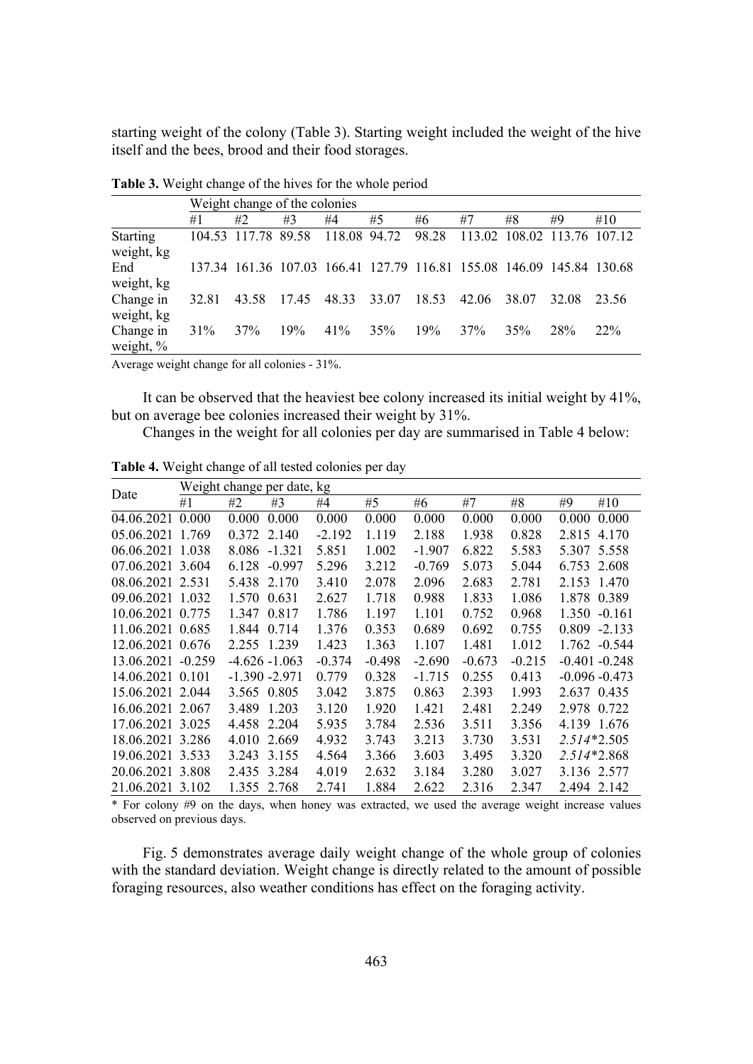starting weight of the colony (Table 3). Starting weight included the weight of the hive itself and the bees, brood and their food storages.

**Table 3.** Weight change of the hives for the whole period

| | Weight change of the colonies | | | | | | | | | |
|---|---|---|---|---|---|---|---|---|---|---|
| | #1 | #2 | #3 | #4 | #5 | #6 | #7 | #8 | #9 | #10 |
| Starting weight, kg | 104.53 | 117.78 | 89.58 | 118.08 | 94.72 | 98.28 | 113.02 | 108.02 | 113.76 | 107.12 |
| End weight, kg | 137.34 | 161.36 | 107.03 | 166.41 | 127.79 | 116.81 | 155.08 | 146.09 | 145.84 | 130.68 |
| Change in weight, kg | 32.81 | 43.58 | 17.45 | 48.33 | 33.07 | 18.53 | 42.06 | 38.07 | 32.08 | 23.56 |
| Change in weight, % | 31% | 37% | 19% | 41% | 35% | 19% | 37% | 35% | 28% | 22% |

Average weight change for all colonies - 31%.

It can be observed that the heaviest bee colony increased its initial weight by 41%, but on average bee colonies increased their weight by 31%.

Changes in the weight for all colonies per day are summarised in Table 4 below:

**Table 4.** Weight change of all tested colonies per day

| Date | Weight change per date, kg | | | | | | | | | |
|---|---|---|---|---|---|---|---|---|---|---|
| | #1 | #2 | #3 | #4 | #5 | #6 | #7 | #8 | #9 | #10 |
| 04.06.2021 | 0.000 | 0.000 | 0.000 | 0.000 | 0.000 | 0.000 | 0.000 | 0.000 | 0.000 | 0.000 |
| 05.06.2021 | 1.769 | 0.372 | 2.140 | -2.192 | 1.119 | 2.188 | 1.938 | 0.828 | 2.815 | 4.170 |
| 06.06.2021 | 1.038 | 8.086 | -1.321 | 5.851 | 1.002 | -1.907 | 6.822 | 5.583 | 5.307 | 5.558 |
| 07.06.2021 | 3.604 | 6.128 | -0.997 | 5.296 | 3.212 | -0.769 | 5.073 | 5.044 | 6.753 | 2.608 |
| 08.06.2021 | 2.531 | 5.438 | 2.170 | 3.410 | 2.078 | 2.096 | 2.683 | 2.781 | 2.153 | 1.470 |
| 09.06.2021 | 1.032 | 1.570 | 0.631 | 2.627 | 1.718 | 0.988 | 1.833 | 1.086 | 1.878 | 0.389 |
| 10.06.2021 | 0.775 | 1.347 | 0.817 | 1.786 | 1.197 | 1.101 | 0.752 | 0.968 | 1.350 | -0.161 |
| 11.06.2021 | 0.685 | 1.844 | 0.714 | 1.376 | 0.353 | 0.689 | 0.692 | 0.755 | 0.809 | -2.133 |
| 12.06.2021 | 0.676 | 2.255 | 1.239 | 1.423 | 1.363 | 1.107 | 1.481 | 1.012 | 1.762 | -0.544 |
| 13.06.2021 | -0.259 | -4.626 | -1.063 | -0.374 | -0.498 | -2.690 | -0.673 | -0.215 | -0.401 | -0.248 |
| 14.06.2021 | 0.101 | -1.390 | -2.971 | 0.779 | 0.328 | -1.715 | 0.255 | 0.413 | -0.096 | -0.473 |
| 15.06.2021 | 2.044 | 3.565 | 0.805 | 3.042 | 3.875 | 0.863 | 2.393 | 1.993 | 2.637 | 0.435 |
| 16.06.2021 | 2.067 | 3.489 | 1.203 | 3.120 | 1.920 | 1.421 | 2.481 | 2.249 | 2.978 | 0.722 |
| 17.06.2021 | 3.025 | 4.458 | 2.204 | 5.935 | 3.784 | 2.536 | 3.511 | 3.356 | 4.139 | 1.676 |
| 18.06.2021 | 3.286 | 4.010 | 2.669 | 4.932 | 3.743 | 3.213 | 3.730 | 3.531 | *2.514**\* | 2.505 |
| 19.06.2021 | 3.533 | 3.243 | 3.155 | 4.564 | 3.366 | 3.603 | 3.495 | 3.320 | *2.514**\* | 2.868 |
| 20.06.2021 | 3.808 | 2.435 | 3.284 | 4.019 | 2.632 | 3.184 | 3.280 | 3.027 | 3.136 | 2.577 |
| 21.06.2021 | 3.102 | 1.355 | 2.768 | 2.741 | 1.884 | 2.622 | 2.316 | 2.347 | 2.494 | 2.142 |

\* For colony #9 on the days, when honey was extracted, we used the average weight increase values observed on previous days.

Fig. 5 demonstrates average daily weight change of the whole group of colonies with the standard deviation. Weight change is directly related to the amount of possible foraging resources, also weather conditions has effect on the foraging activity.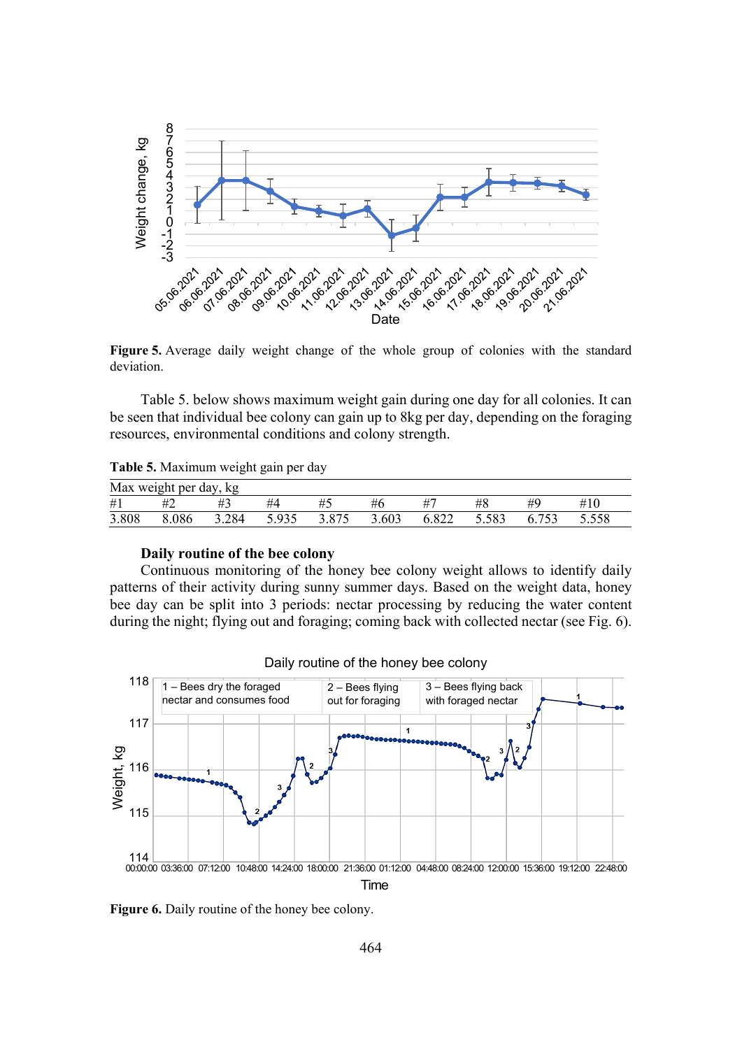Figure 5. Average daily weight change of the whole group of colonies with the standard deviation.

Table 5. below shows maximum weight gain during one day for all colonies. It can be seen that individual bee colony can gain up to 8kg per day, depending on the foraging resources, environmental conditions and colony strength.

**Table 5.** Maximum weight gain per day

| Max weight per day, kg | | | | | | | | | |
|---|---|---|---|---|---|---|---|---|---|
| #1 | #2 | #3 | #4 | #5 | #6 | #7 | #8 | #9 | #10 |
| 3.808 | 8.086 | 3.284 | 5.935 | 3.875 | 3.603 | 6.822 | 5.583 | 6.753 | 5.558 |

### Daily routine of the bee colony

Continuous monitoring of the honey bee colony weight allows to identify daily patterns of their activity during sunny summer days. Based on the weight data, honey bee day can be split into 3 periods: nectar processing by reducing the water content during the night; flying out and foraging; coming back with collected nectar (see Fig. 6).

**Figure 6.** Daily routine of the honey bee colony.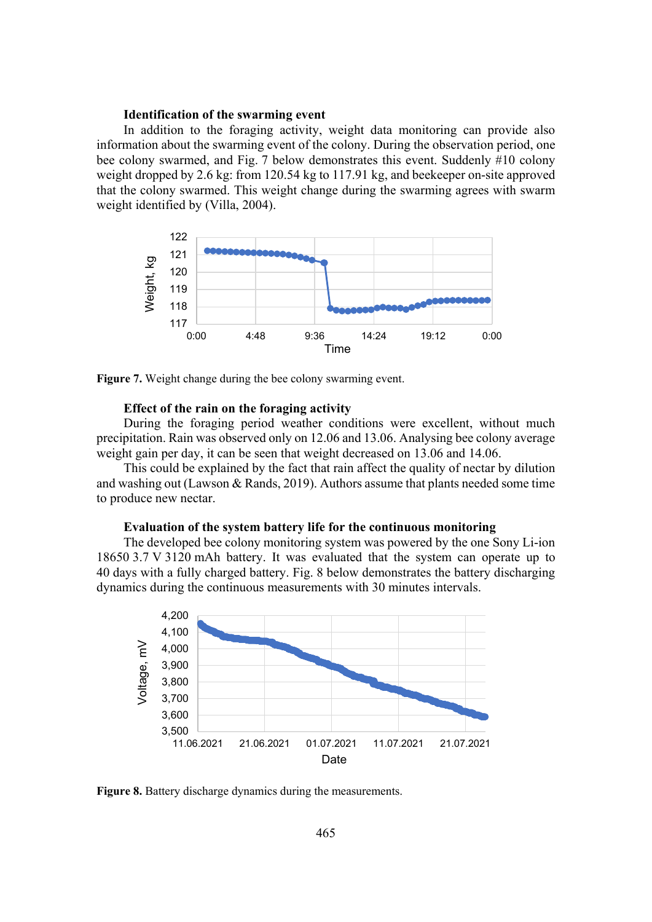### Identification of the swarming event

In addition to the foraging activity, weight data monitoring can provide also information about the swarming event of the colony. During the observation period, one bee colony swarmed, and Fig. 7 below demonstrates this event. Suddenly #10 colony weight dropped by 2.6 kg: from 120.54 kg to 117.91 kg, and beekeeper on-site approved that the colony swarmed. This weight change during the swarming agrees with swarm weight identified by (Villa, 2004).

**Figure 7.** Weight change during the bee colony swarming event.

### Effect of the rain on the foraging activity

During the foraging period weather conditions were excellent, without much precipitation. Rain was observed only on 12.06 and 13.06. Analysing bee colony average weight gain per day, it can be seen that weight decreased on 13.06 and 14.06.

This could be explained by the fact that rain affect the quality of nectar by dilution and washing out (Lawson & Rands, 2019). Authors assume that plants needed some time to produce new nectar.

### Evaluation of the system battery life for the continuous monitoring

The developed bee colony monitoring system was powered by the one Sony Li-ion 18650 3.7 V 3120 mAh battery. It was evaluated that the system can operate up to 40 days with a fully charged battery. Fig. 8 below demonstrates the battery discharging dynamics during the continuous measurements with 30 minutes intervals.

**Figure 8.** Battery discharge dynamics during the measurements.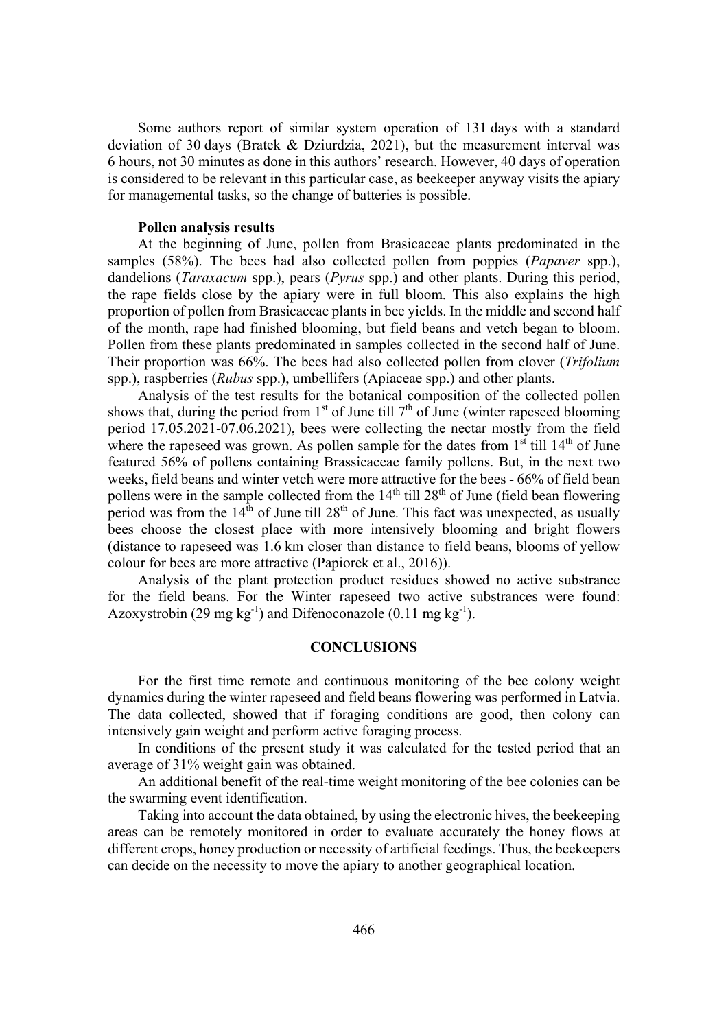Some authors report of similar system operation of 131 days with a standard deviation of 30 days (Bratek & Dziurdzia, 2021), but the measurement interval was 6 hours, not 30 minutes as done in this authors' research. However, 40 days of operation is considered to be relevant in this particular case, as beekeeper anyway visits the apiary for managemental tasks, so the change of batteries is possible.

**Pollen analysis results**

At the beginning of June, pollen from Brasicaceae plants predominated in the samples (58%). The bees had also collected pollen from poppies (*Papaver* spp.), dandelions (*Taraxacum* spp.), pears (*Pyrus* spp.) and other plants. During this period, the rape fields close by the apiary were in full bloom. This also explains the high proportion of pollen from Brasicaceae plants in bee yields. In the middle and second half of the month, rape had finished blooming, but field beans and vetch began to bloom. Pollen from these plants predominated in samples collected in the second half of June. Their proportion was 66%. The bees had also collected pollen from clover (*Trifolium* spp.), raspberries (*Rubus* spp.), umbellifers (Apiaceae spp.) and other plants.

Analysis of the test results for the botanical composition of the collected pollen shows that, during the period from 1st of June till 7th of June (winter rapeseed blooming period 17.05.2021-07.06.2021), bees were collecting the nectar mostly from the field where the rapeseed was grown. As pollen sample for the dates from 1st till 14th of June featured 56% of pollens containing Brassicaceae family pollens. But, in the next two weeks, field beans and winter vetch were more attractive for the bees - 66% of field bean pollens were in the sample collected from the 14th till 28th of June (field bean flowering period was from the 14th of June till 28th of June. This fact was unexpected, as usually bees choose the closest place with more intensively blooming and bright flowers (distance to rapeseed was 1.6 km closer than distance to field beans, blooms of yellow colour for bees are more attractive (Papiorek et al., 2016)).

Analysis of the plant protection product residues showed no active substrance for the field beans. For the Winter rapeseed two active substrances were found: Azoxystrobin (29 mg kg$^{-1}$) and Difenoconazole (0.11 mg kg$^{-1}$).

## CONCLUSIONS

For the first time remote and continuous monitoring of the bee colony weight dynamics during the winter rapeseed and field beans flowering was performed in Latvia. The data collected, showed that if foraging conditions are good, then colony can intensively gain weight and perform active foraging process.

In conditions of the present study it was calculated for the tested period that an average of 31% weight gain was obtained.

An additional benefit of the real-time weight monitoring of the bee colonies can be the swarming event identification.

Taking into account the data obtained, by using the electronic hives, the beekeeping areas can be remotely monitored in order to evaluate accurately the honey flows at different crops, honey production or necessity of artificial feedings. Thus, the beekeepers can decide on the necessity to move the apiary to another geographical location.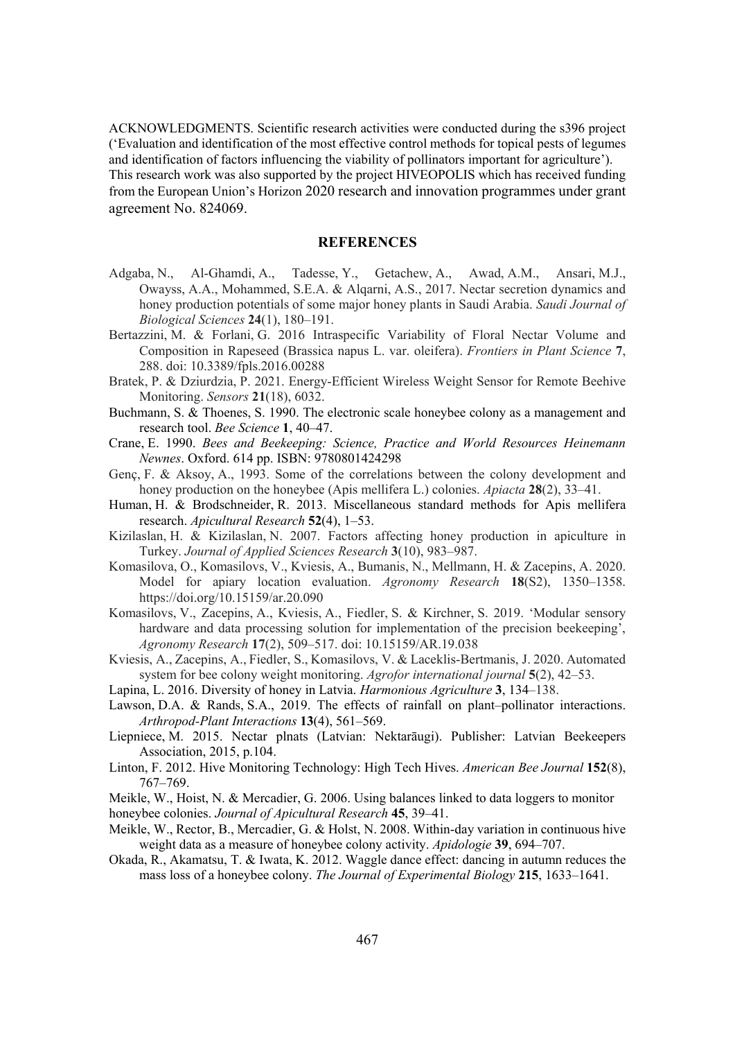ACKNOWLEDGMENTS. Scientific research activities were conducted during the s396 project ('Evaluation and identification of the most effective control methods for topical pests of legumes and identification of factors influencing the viability of pollinators important for agriculture'). This research work was also supported by the project HIVEOPOLIS which has received funding from the European Union's Horizon 2020 research and innovation programmes under grant agreement No. 824069.

## REFERENCES

Adgaba, N., Al-Ghamdi, A., Tadesse, Y., Getachew, A., Awad, A.M., Ansari, M.J., Owayss, A.A., Mohammed, S.E.A. & Alqarni, A.S., 2017. Nectar secretion dynamics and honey production potentials of some major honey plants in Saudi Arabia. *Saudi Journal of Biological Sciences* **24**(1), 180–191.

Bertazzini, M. & Forlani, G. 2016 Intraspecific Variability of Floral Nectar Volume and Composition in Rapeseed (Brassica napus L. var. oleifera). *Frontiers in Plant Science* **7**, 288. doi: 10.3389/fpls.2016.00288

Bratek, P. & Dziurdzia, P. 2021. Energy-Efficient Wireless Weight Sensor for Remote Beehive Monitoring. *Sensors* **21**(18), 6032.

Buchmann, S. & Thoenes, S. 1990. The electronic scale honeybee colony as a management and research tool. *Bee Science* **1**, 40–47.

Crane, E. 1990. *Bees and Beekeeping: Science, Practice and World Resources Heinemann Newnes*. Oxford. 614 pp. ISBN: 9780801424298

Genç, F. & Aksoy, A., 1993. Some of the correlations between the colony development and honey production on the honeybee (Apis mellifera L.) colonies. *Apiacta* **28**(2), 33–41.

Human, H. & Brodschneider, R. 2013. Miscellaneous standard methods for Apis mellifera research. *Apicultural Research* **52**(4), 1–53.

Kizilaslan, H. & Kizilaslan, N. 2007. Factors affecting honey production in apiculture in Turkey. *Journal of Applied Sciences Research* **3**(10), 983–987.

Komasilova, O., Komasilovs, V., Kviesis, A., Bumanis, N., Mellmann, H. & Zacepins, A. 2020. Model for apiary location evaluation. *Agronomy Research* **18**(S2), 1350–1358. https://doi.org/10.15159/ar.20.090

Komasilovs, V., Zacepins, A., Kviesis, A., Fiedler, S. & Kirchner, S. 2019. 'Modular sensory hardware and data processing solution for implementation of the precision beekeeping', *Agronomy Research* **17**(2), 509–517. doi: 10.15159/AR.19.038

Kviesis, A., Zacepins, A., Fiedler, S., Komasilovs, V. & Laceklis-Bertmanis, J. 2020. Automated system for bee colony weight monitoring. *Agrofor international journal* **5**(2), 42–53.

Lapina, L. 2016. Diversity of honey in Latvia. *Harmonious Agriculture* **3**, 134–138.

Lawson, D.A. & Rands, S.A., 2019. The effects of rainfall on plant–pollinator interactions. *Arthropod-Plant Interactions* **13**(4), 561–569.

Liepniece, M. 2015. Nectar plnats (Latvian: Nektarāugi). Publisher: Latvian Beekeepers Association, 2015, p.104.

Linton, F. 2012. Hive Monitoring Technology: High Tech Hives. *American Bee Journal* **152**(8), 767–769.

Meikle, W., Hoist, N. & Mercadier, G. 2006. Using balances linked to data loggers to monitor honeybee colonies. *Journal of Apicultural Research* **45**, 39–41.

Meikle, W., Rector, B., Mercadier, G. & Holst, N. 2008. Within-day variation in continuous hive weight data as a measure of honeybee colony activity. *Apidologie* **39**, 694–707.

Okada, R., Akamatsu, T. & Iwata, K. 2012. Waggle dance effect: dancing in autumn reduces the mass loss of a honeybee colony. *The Journal of Experimental Biology* **215**, 1633–1641.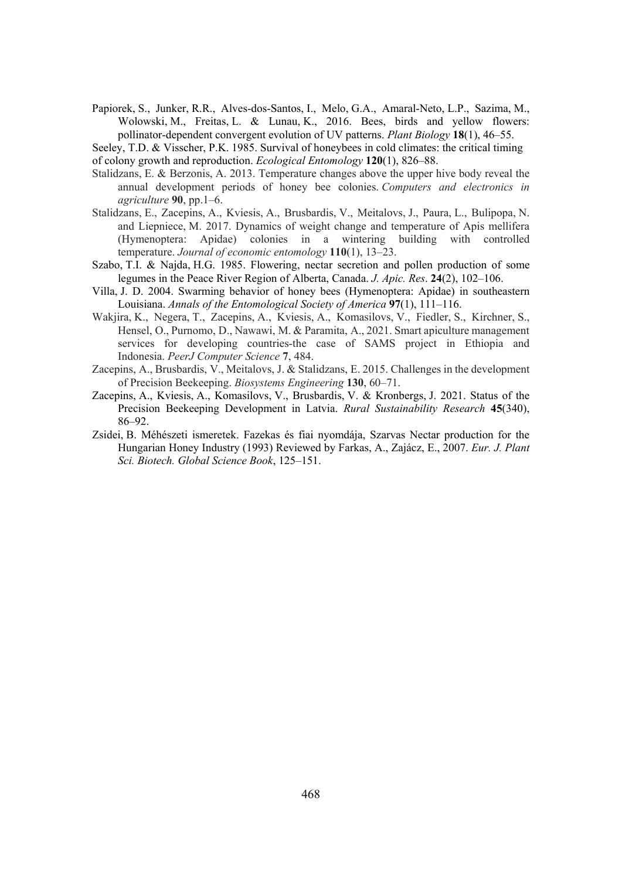Papiorek, S., Junker, R.R., Alves-dos-Santos, I., Melo, G.A., Amaral-Neto, L.P., Sazima, M., Wolowski, M., Freitas, L. & Lunau, K., 2016. Bees, birds and yellow flowers: pollinator-dependent convergent evolution of UV patterns. *Plant Biology* **18**(1), 46–55.

Seeley, T.D. & Visscher, P.K. 1985. Survival of honeybees in cold climates: the critical timing of colony growth and reproduction. *Ecological Entomology* **120**(1), 826–88.

Stalidzans, E. & Berzonis, A. 2013. Temperature changes above the upper hive body reveal the annual development periods of honey bee colonies. *Computers and electronics in agriculture* **90**, pp.1–6.

Stalidzans, E., Zacepins, A., Kviesis, A., Brusbardis, V., Meitalovs, J., Paura, L., Bulipopa, N. and Liepniece, M. 2017. Dynamics of weight change and temperature of Apis mellifera (Hymenoptera: Apidae) colonies in a wintering building with controlled temperature. *Journal of economic entomology* **110**(1), 13–23.

Szabo, T.I. & Najda, H.G. 1985. Flowering, nectar secretion and pollen production of some legumes in the Peace River Region of Alberta, Canada. *J. Apic. Res*. **24**(2), 102–106.

Villa, J. D. 2004. Swarming behavior of honey bees (Hymenoptera: Apidae) in southeastern Louisiana. *Annals of the Entomological Society of America* **97**(1), 111–116.

Wakjira, K., Negera, T., Zacepins, A., Kviesis, A., Komasilovs, V., Fiedler, S., Kirchner, S., Hensel, O., Purnomo, D., Nawawi, M. & Paramita, A., 2021. Smart apiculture management services for developing countries-the case of SAMS project in Ethiopia and Indonesia. *PeerJ Computer Science* **7**, 484.

Zacepins, A., Brusbardis, V., Meitalovs, J. & Stalidzans, E. 2015. Challenges in the development of Precision Beekeeping. *Biosystems Engineering* **130**, 60–71.

Zacepins, A., Kviesis, A., Komasilovs, V., Brusbardis, V. & Kronbergs, J. 2021. Status of the Precision Beekeeping Development in Latvia. *Rural Sustainability Research* **45**(340), 86–92.

Zsidei, B. Méhészeti ismeretek. Fazekas és fiai nyomdája, Szarvas Nectar production for the Hungarian Honey Industry (1993) Reviewed by Farkas, A., Zajácz, E., 2007. *Eur. J. Plant Sci. Biotech. Global Science Book*, 125–151.